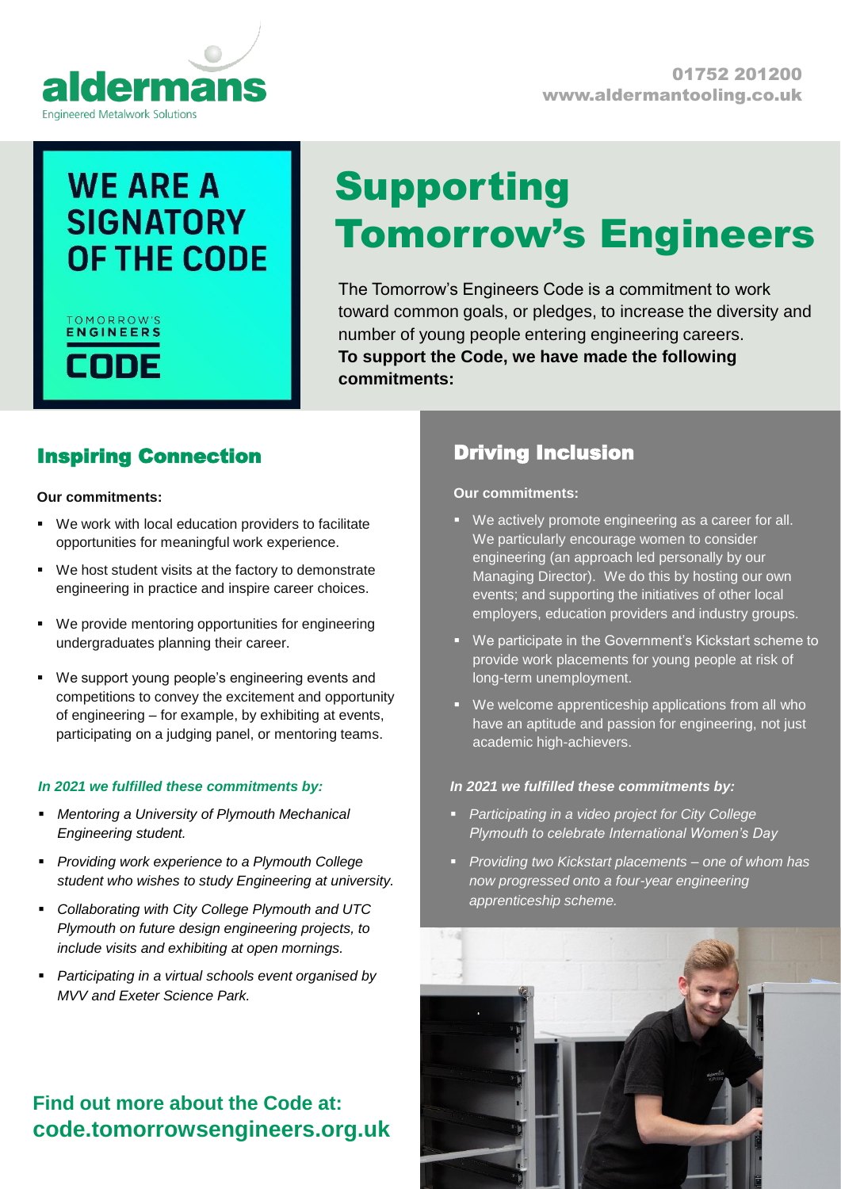aldermans
Engineered Metalwork Solutions

01752 201200
www.aldermantooling.co.uk

WE ARE A SIGNATORY OF THE CODE

TOMORROW'S ENGINEERS CODE

# Supporting Tomorrow's Engineers

The Tomorrow's Engineers Code is a commitment to work toward common goals, or pledges, to increase the diversity and number of young people entering engineering careers.
**To support the Code, we have made the following commitments:**

## Inspiring Connection

**Our commitments:**

- We work with local education providers to facilitate opportunities for meaningful work experience.
- We host student visits at the factory to demonstrate engineering in practice and inspire career choices.
- We provide mentoring opportunities for engineering undergraduates planning their career.
- We support young people's engineering events and competitions to convey the excitement and opportunity of engineering – for example, by exhibiting at events, participating on a judging panel, or mentoring teams.

***In 2021 we fulfilled these commitments by:***

- *Mentoring a University of Plymouth Mechanical Engineering student.*
- *Providing work experience to a Plymouth College student who wishes to study Engineering at university.*
- *Collaborating with City College Plymouth and UTC Plymouth on future design engineering projects, to include visits and exhibiting at open mornings.*
- *Participating in a virtual schools event organised by MVV and Exeter Science Park.*

## Driving Inclusion

**Our commitments:**

- We actively promote engineering as a career for all. We particularly encourage women to consider engineering (an approach led personally by our Managing Director). We do this by hosting our own events; and supporting the initiatives of other local employers, education providers and industry groups.
- We participate in the Government's Kickstart scheme to provide work placements for young people at risk of long-term unemployment.
- We welcome apprenticeship applications from all who have an aptitude and passion for engineering, not just academic high-achievers.

***In 2021 we fulfilled these commitments by:***

- *Participating in a video project for City College Plymouth to celebrate International Women's Day*
- *Providing two Kickstart placements – one of whom has now progressed onto a four-year engineering apprenticeship scheme.*

**Find out more about the Code at:**
**code.tomorrowsengineers.org.uk**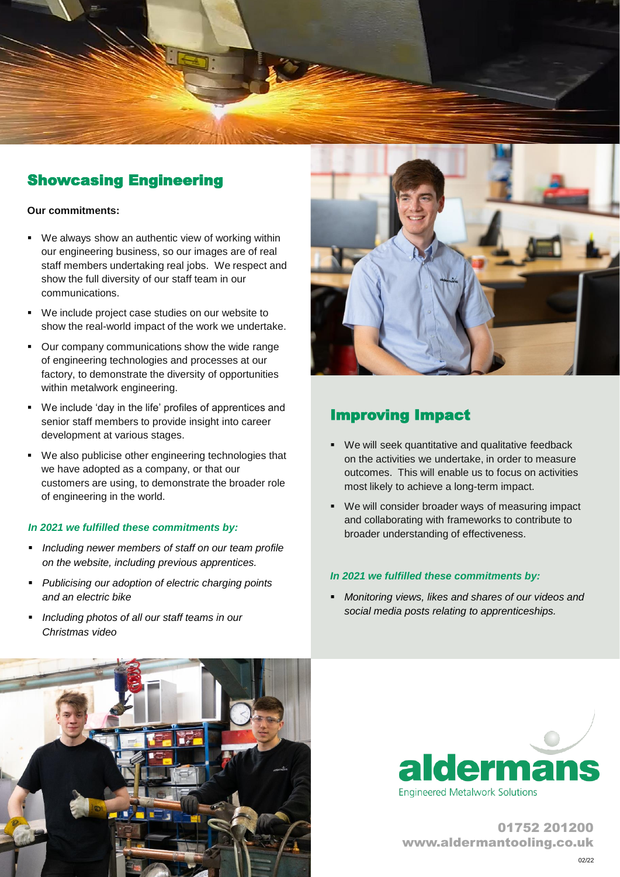## Showcasing Engineering

**Our commitments:**

- We always show an authentic view of working within our engineering business, so our images are of real staff members undertaking real jobs. We respect and show the full diversity of our staff team in our communications.
- We include project case studies on our website to show the real-world impact of the work we undertake.
- Our company communications show the wide range of engineering technologies and processes at our factory, to demonstrate the diversity of opportunities within metalwork engineering.
- We include 'day in the life' profiles of apprentices and senior staff members to provide insight into career development at various stages.
- We also publicise other engineering technologies that we have adopted as a company, or that our customers are using, to demonstrate the broader role of engineering in the world.

***In 2021 we fulfilled these commitments by:***

- *Including newer members of staff on our team profile on the website, including previous apprentices.*
- *Publicising our adoption of electric charging points and an electric bike*
- *Including photos of all our staff teams in our Christmas video*

## Improving Impact

- We will seek quantitative and qualitative feedback on the activities we undertake, in order to measure outcomes. This will enable us to focus on activities most likely to achieve a long-term impact.
- We will consider broader ways of measuring impact and collaborating with frameworks to contribute to broader understanding of effectiveness.

***In 2021 we fulfilled these commitments by:***

- *Monitoring views, likes and shares of our videos and social media posts relating to apprenticeships.*

aldermans
Engineered Metalwork Solutions

01752 201200
www.aldermantooling.co.uk

02/22